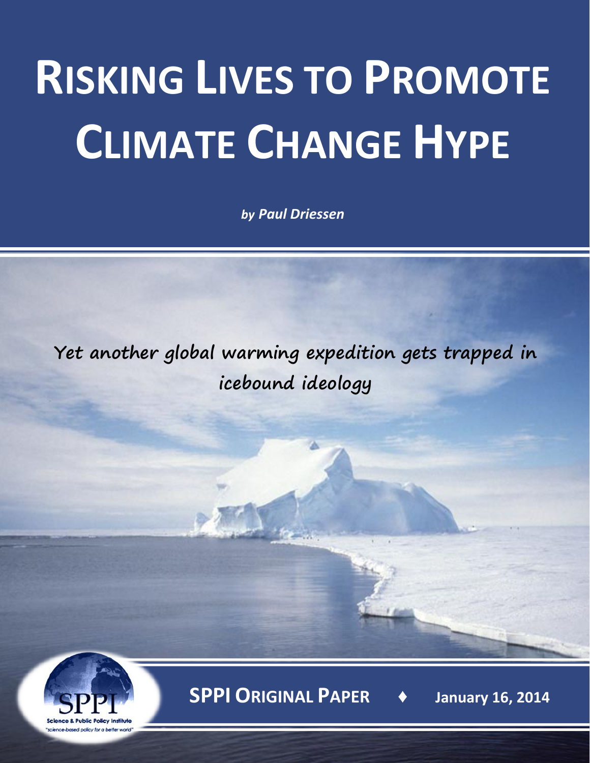# RISKING LIVES TO PROMOTE CLIMATE CHANGE HYPE

***by Paul Driessen***

Yet another global warming expedition gets trapped in icebound ideology

**SPPI ORIGINAL PAPER** ♦ **January 16, 2014**

Science & Public Policy Institute
"science-based policy for a better world"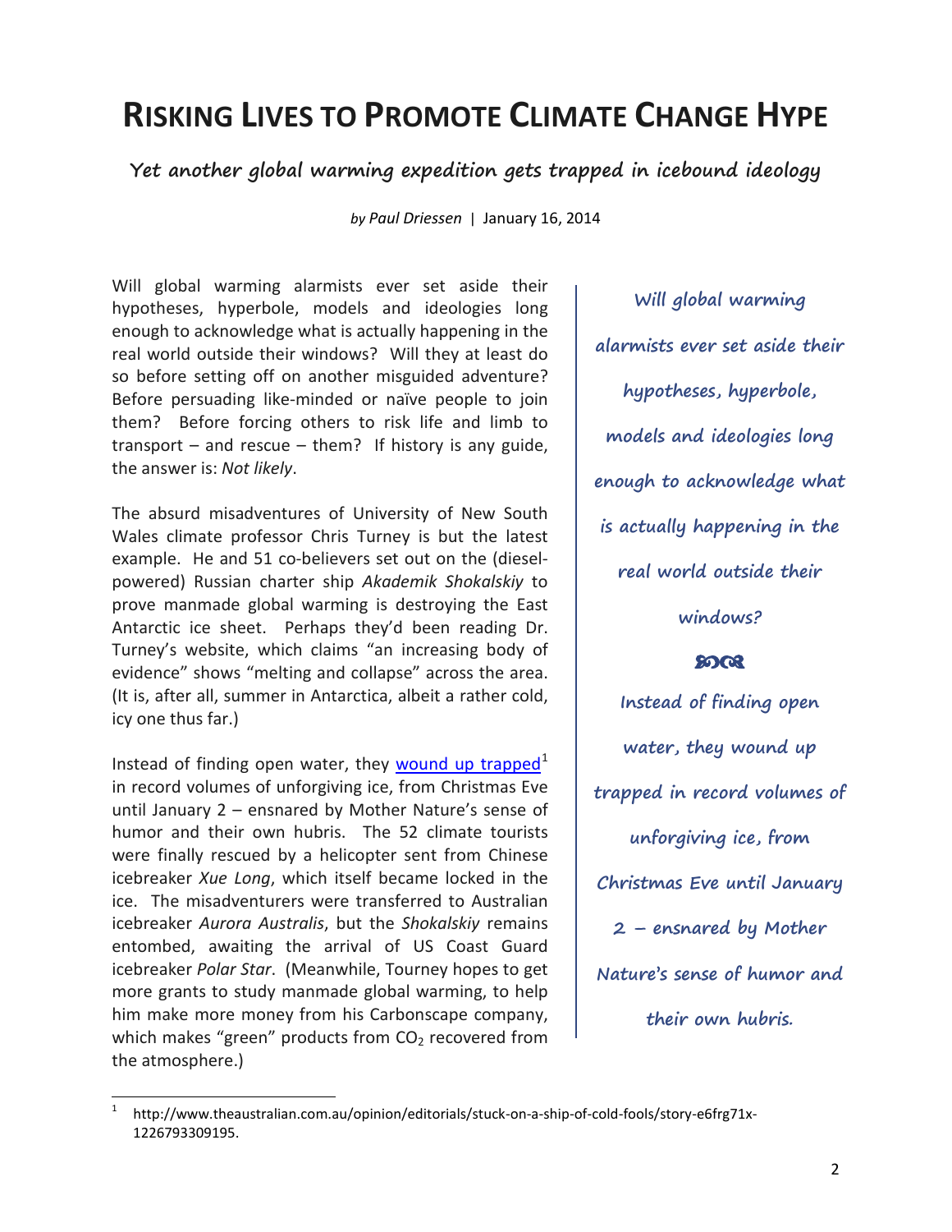# RISKING LIVES TO PROMOTE CLIMATE CHANGE HYPE

**Yet another global warming expedition gets trapped in icebound ideology**

*by Paul Driessen* | January 16, 2014

Will global warming alarmists ever set aside their hypotheses, hyperbole, models and ideologies long enough to acknowledge what is actually happening in the real world outside their windows? Will they at least do so before setting off on another misguided adventure? Before persuading like-minded or naïve people to join them? Before forcing others to risk life and limb to transport – and rescue – them? If history is any guide, the answer is: *Not likely*.

The absurd misadventures of University of New South Wales climate professor Chris Turney is but the latest example. He and 51 co-believers set out on the (diesel-powered) Russian charter ship *Akademik Shokalskiy* to prove manmade global warming is destroying the East Antarctic ice sheet. Perhaps they'd been reading Dr. Turney's website, which claims "an increasing body of evidence" shows "melting and collapse" across the area. (It is, after all, summer in Antarctica, albeit a rather cold, icy one thus far.)

Instead of finding open water, they wound up trapped[1] in record volumes of unforgiving ice, from Christmas Eve until January 2 – ensnared by Mother Nature's sense of humor and their own hubris. The 52 climate tourists were finally rescued by a helicopter sent from Chinese icebreaker *Xue Long*, which itself became locked in the ice. The misadventurers were transferred to Australian icebreaker *Aurora Australis*, but the *Shokalskiy* remains entombed, awaiting the arrival of US Coast Guard icebreaker *Polar Star*. (Meanwhile, Tourney hopes to get more grants to study manmade global warming, to help him make more money from his Carbonscape company, which makes "green" products from $CO_2$ recovered from the atmosphere.)

> **Will global warming alarmists ever set aside their hypotheses, hyperbole, models and ideologies long enough to acknowledge what is actually happening in the real world outside their windows?**
>
> **Instead of finding open water, they wound up trapped in record volumes of unforgiving ice, from Christmas Eve until January 2 – ensnared by Mother Nature's sense of humor and their own hubris.**

---

[1] http://www.theaustralian.com.au/opinion/editorials/stuck-on-a-ship-of-cold-fools/story-e6frg71x-1226793309195.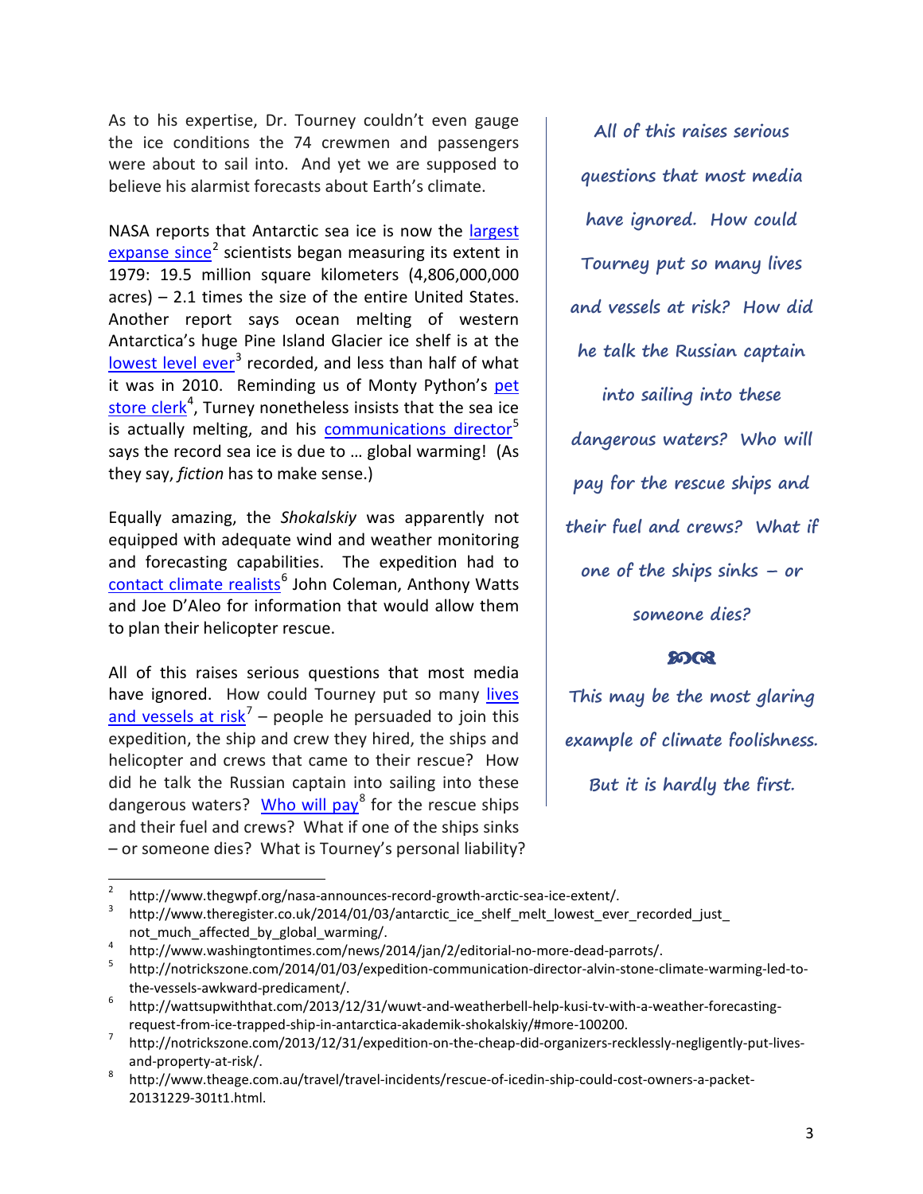As to his expertise, Dr. Tourney couldn't even gauge the ice conditions the 74 crewmen and passengers were about to sail into. And yet we are supposed to believe his alarmist forecasts about Earth's climate.

NASA reports that Antarctic sea ice is now the largest expanse since[2] scientists began measuring its extent in 1979: 19.5 million square kilometers (4,806,000,000 acres) – 2.1 times the size of the entire United States. Another report says ocean melting of western Antarctica's huge Pine Island Glacier ice shelf is at the lowest level ever[3] recorded, and less than half of what it was in 2010. Reminding us of Monty Python's pet store clerk[4], Turney nonetheless insists that the sea ice is actually melting, and his communications director[5] says the record sea ice is due to … global warming! (As they say, *fiction* has to make sense.)

Equally amazing, the *Shokalskiy* was apparently not equipped with adequate wind and weather monitoring and forecasting capabilities. The expedition had to contact climate realists[6] John Coleman, Anthony Watts and Joe D'Aleo for information that would allow them to plan their helicopter rescue.

All of this raises serious questions that most media have ignored. How could Tourney put so many lives and vessels at risk[7] – people he persuaded to join this expedition, the ship and crew they hired, the ships and helicopter and crews that came to their rescue? How did he talk the Russian captain into sailing into these dangerous waters? Who will pay[8] for the rescue ships and their fuel and crews? What if one of the ships sinks – or someone dies? What is Tourney's personal liability?

*All of this raises serious questions that most media have ignored. How could Tourney put so many lives and vessels at risk? How did he talk the Russian captain into sailing into these dangerous waters? Who will pay for the rescue ships and their fuel and crews? What if one of the ships sinks – or someone dies?*

*This may be the most glaring example of climate foolishness. But it is hardly the first.*

---

2 http://www.thegwpf.org/nasa-announces-record-growth-arctic-sea-ice-extent/.

3 http://www.theregister.co.uk/2014/01/03/antarctic_ice_shelf_melt_lowest_ever_recorded_just_not_much_affected_by_global_warming/.

4 http://www.washingtontimes.com/news/2014/jan/2/editorial-no-more-dead-parrots/.

5 http://notrickszone.com/2014/01/03/expedition-communication-director-alvin-stone-climate-warming-led-to-the-vessels-awkward-predicament/.

6 http://wattsupwiththat.com/2013/12/31/wuwt-and-weatherbell-help-kusi-tv-with-a-weather-forecasting-request-from-ice-trapped-ship-in-antarctica-akademik-shokalskiy/#more-100200.

7 http://notrickszone.com/2013/12/31/expedition-on-the-cheap-did-organizers-recklessly-negligently-put-lives-and-property-at-risk/.

8 http://www.theage.com.au/travel/travel-incidents/rescue-of-icedin-ship-could-cost-owners-a-packet-20131229-301t1.html.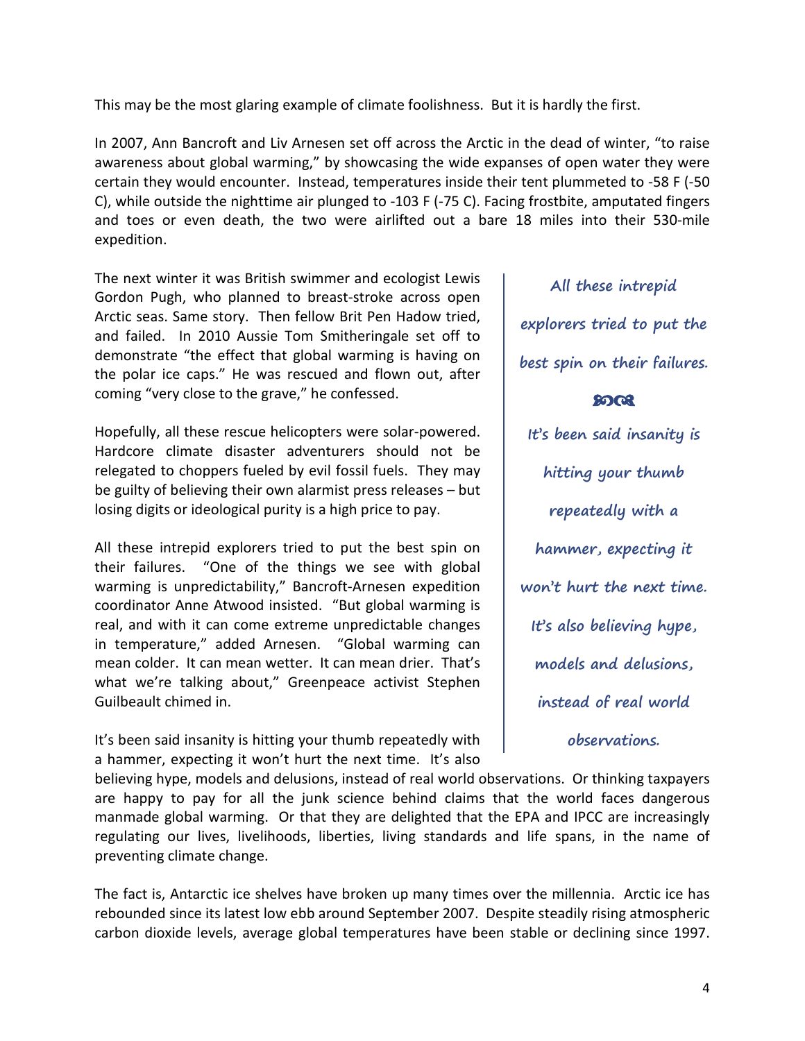This may be the most glaring example of climate foolishness. But it is hardly the first.

In 2007, Ann Bancroft and Liv Arnesen set off across the Arctic in the dead of winter, "to raise awareness about global warming," by showcasing the wide expanses of open water they were certain they would encounter. Instead, temperatures inside their tent plummeted to -58 F (-50 C), while outside the nighttime air plunged to -103 F (-75 C). Facing frostbite, amputated fingers and toes or even death, the two were airlifted out a bare 18 miles into their 530-mile expedition.

The next winter it was British swimmer and ecologist Lewis Gordon Pugh, who planned to breast-stroke across open Arctic seas. Same story. Then fellow Brit Pen Hadow tried, and failed. In 2010 Aussie Tom Smitheringale set off to demonstrate "the effect that global warming is having on the polar ice caps." He was rescued and flown out, after coming "very close to the grave," he confessed.

Hopefully, all these rescue helicopters were solar-powered. Hardcore climate disaster adventurers should not be relegated to choppers fueled by evil fossil fuels. They may be guilty of believing their own alarmist press releases – but losing digits or ideological purity is a high price to pay.

All these intrepid explorers tried to put the best spin on their failures. "One of the things we see with global warming is unpredictability," Bancroft-Arnesen expedition coordinator Anne Atwood insisted. "But global warming is real, and with it can come extreme unpredictable changes in temperature," added Arnesen. "Global warming can mean colder. It can mean wetter. It can mean drier. That's what we're talking about," Greenpeace activist Stephen Guilbeault chimed in.

It's been said insanity is hitting your thumb repeatedly with a hammer, expecting it won't hurt the next time. It's also believing hype, models and delusions, instead of real world observations. Or thinking taxpayers are happy to pay for all the junk science behind claims that the world faces dangerous manmade global warming. Or that they are delighted that the EPA and IPCC are increasingly regulating our lives, livelihoods, liberties, living standards and life spans, in the name of preventing climate change.

The fact is, Antarctic ice shelves have broken up many times over the millennia. Arctic ice has rebounded since its latest low ebb around September 2007. Despite steadily rising atmospheric carbon dioxide levels, average global temperatures have been stable or declining since 1997.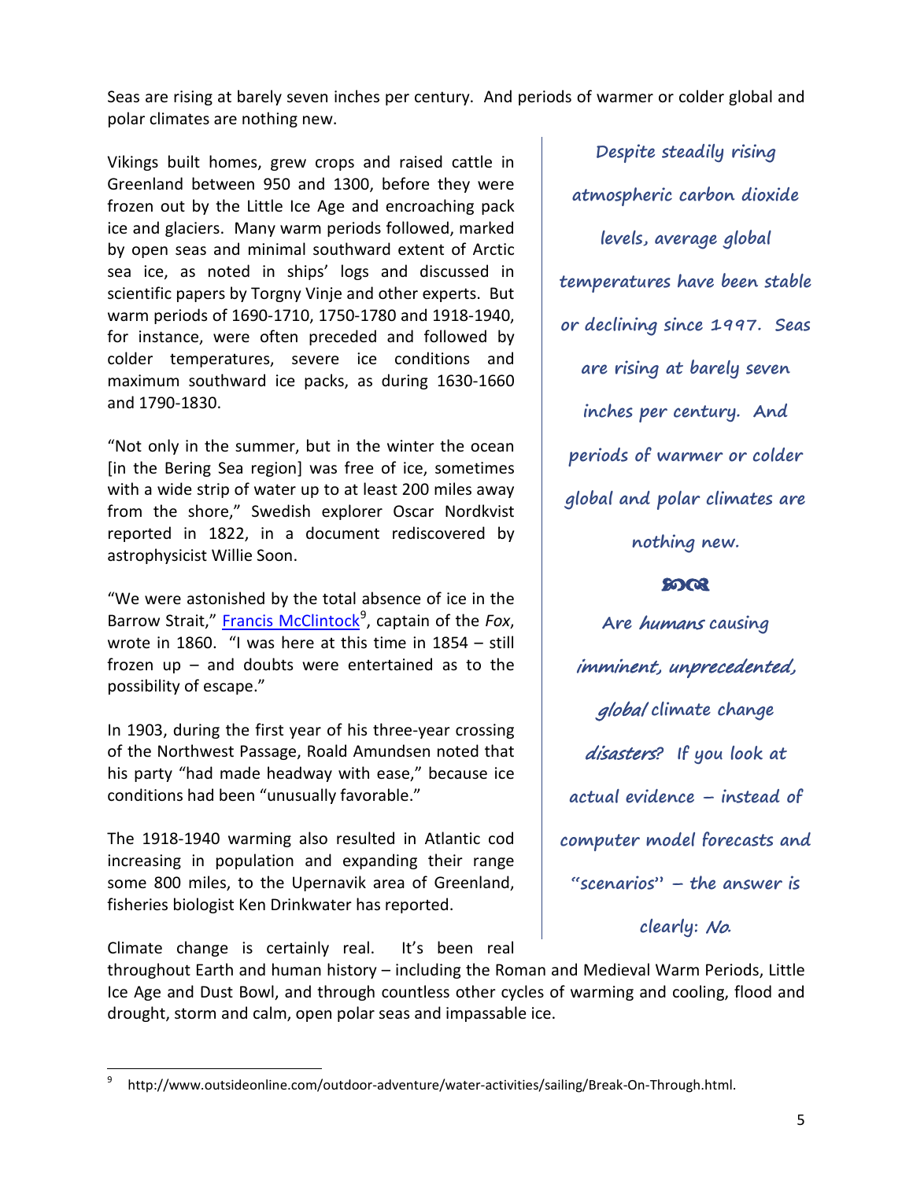Seas are rising at barely seven inches per century. And periods of warmer or colder global and polar climates are nothing new.

Vikings built homes, grew crops and raised cattle in Greenland between 950 and 1300, before they were frozen out by the Little Ice Age and encroaching pack ice and glaciers. Many warm periods followed, marked by open seas and minimal southward extent of Arctic sea ice, as noted in ships' logs and discussed in scientific papers by Torgny Vinje and other experts. But warm periods of 1690-1710, 1750-1780 and 1918-1940, for instance, were often preceded and followed by colder temperatures, severe ice conditions and maximum southward ice packs, as during 1630-1660 and 1790-1830.

"Not only in the summer, but in the winter the ocean [in the Bering Sea region] was free of ice, sometimes with a wide strip of water up to at least 200 miles away from the shore," Swedish explorer Oscar Nordkvist reported in 1822, in a document rediscovered by astrophysicist Willie Soon.

"We were astonished by the total absence of ice in the Barrow Strait," [Francis McClintock][9], captain of the *Fox*, wrote in 1860. "I was here at this time in 1854 – still frozen up – and doubts were entertained as to the possibility of escape."

In 1903, during the first year of his three-year crossing of the Northwest Passage, Roald Amundsen noted that his party "had made headway with ease," because ice conditions had been "unusually favorable."

The 1918-1940 warming also resulted in Atlantic cod increasing in population and expanding their range some 800 miles, to the Upernavik area of Greenland, fisheries biologist Ken Drinkwater has reported.

> **Despite steadily rising atmospheric carbon dioxide levels, average global temperatures have been stable or declining since 1997. Seas are rising at barely seven inches per century. And periods of warmer or colder global and polar climates are nothing new.**
>
> **Are *humans* causing *imminent, unprecedented, global* climate change *disasters?* If you look at actual evidence – instead of computer model forecasts and "scenarios" – the answer is clearly: *No.***

Climate change is certainly real. It's been real throughout Earth and human history – including the Roman and Medieval Warm Periods, Little Ice Age and Dust Bowl, and through countless other cycles of warming and cooling, flood and drought, storm and calm, open polar seas and impassable ice.

---

[9] http://www.outsideonline.com/outdoor-adventure/water-activities/sailing/Break-On-Through.html.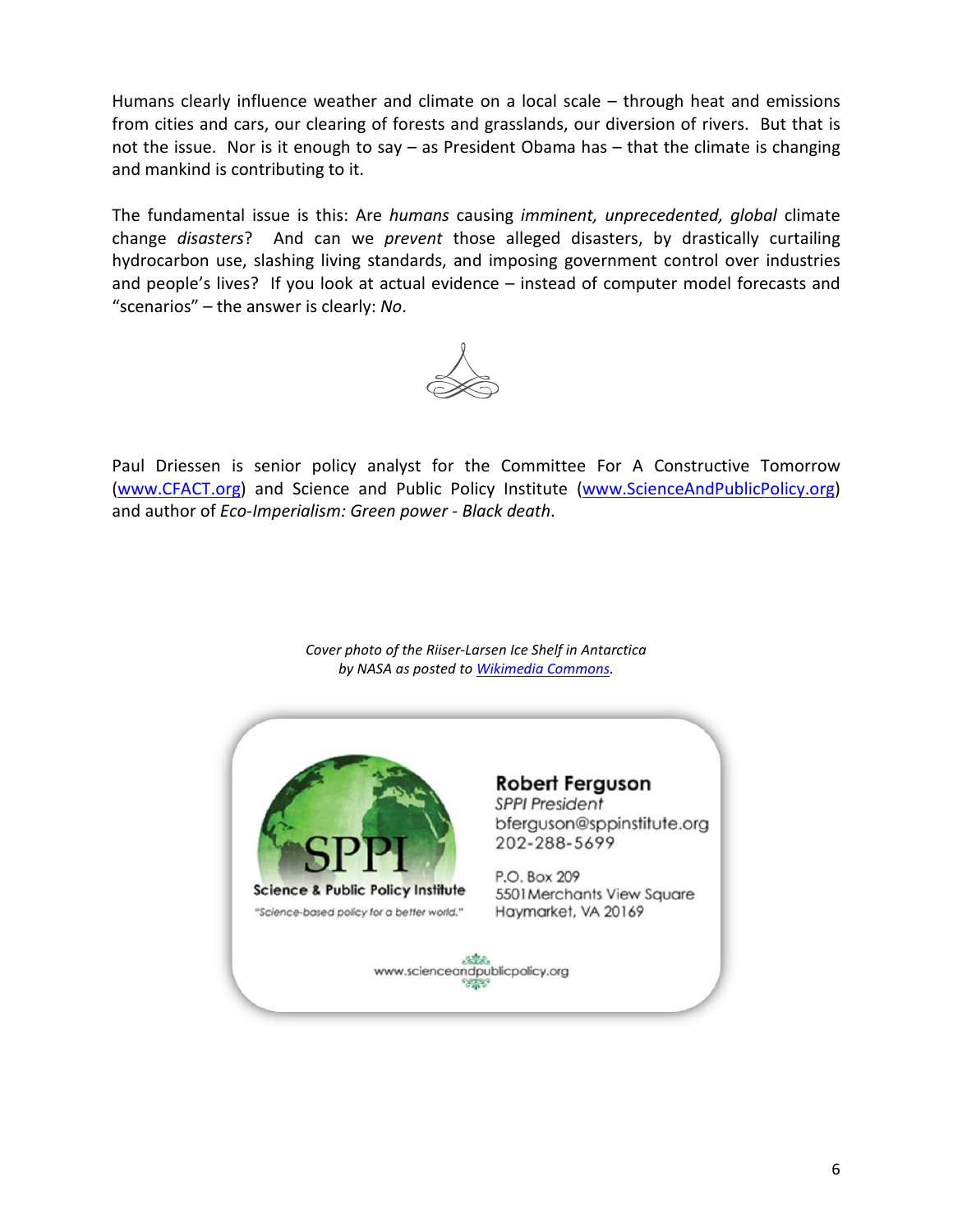Humans clearly influence weather and climate on a local scale – through heat and emissions from cities and cars, our clearing of forests and grasslands, our diversion of rivers. But that is not the issue. Nor is it enough to say – as President Obama has – that the climate is changing and mankind is contributing to it.

The fundamental issue is this: Are *humans* causing *imminent, unprecedented, global* climate change *disasters*? And can we *prevent* those alleged disasters, by drastically curtailing hydrocarbon use, slashing living standards, and imposing government control over industries and people's lives? If you look at actual evidence – instead of computer model forecasts and "scenarios" – the answer is clearly: *No*.

Paul Driessen is senior policy analyst for the Committee For A Constructive Tomorrow (www.CFACT.org) and Science and Public Policy Institute (www.ScienceAndPublicPolicy.org) and author of *Eco-Imperialism: Green power - Black death*.

*Cover photo of the Riiser-Larsen Ice Shelf in Antarctica by NASA as posted to Wikimedia Commons.*

SPPI
Science & Public Policy Institute
"Science-based policy for a better world."

**Robert Ferguson**
*SPPI President*
bferguson@sppinstitute.org
202-288-5699

P.O. Box 209
5501 Merchants View Square
Haymarket, VA 20169

www.scienceandpublicpolicy.org